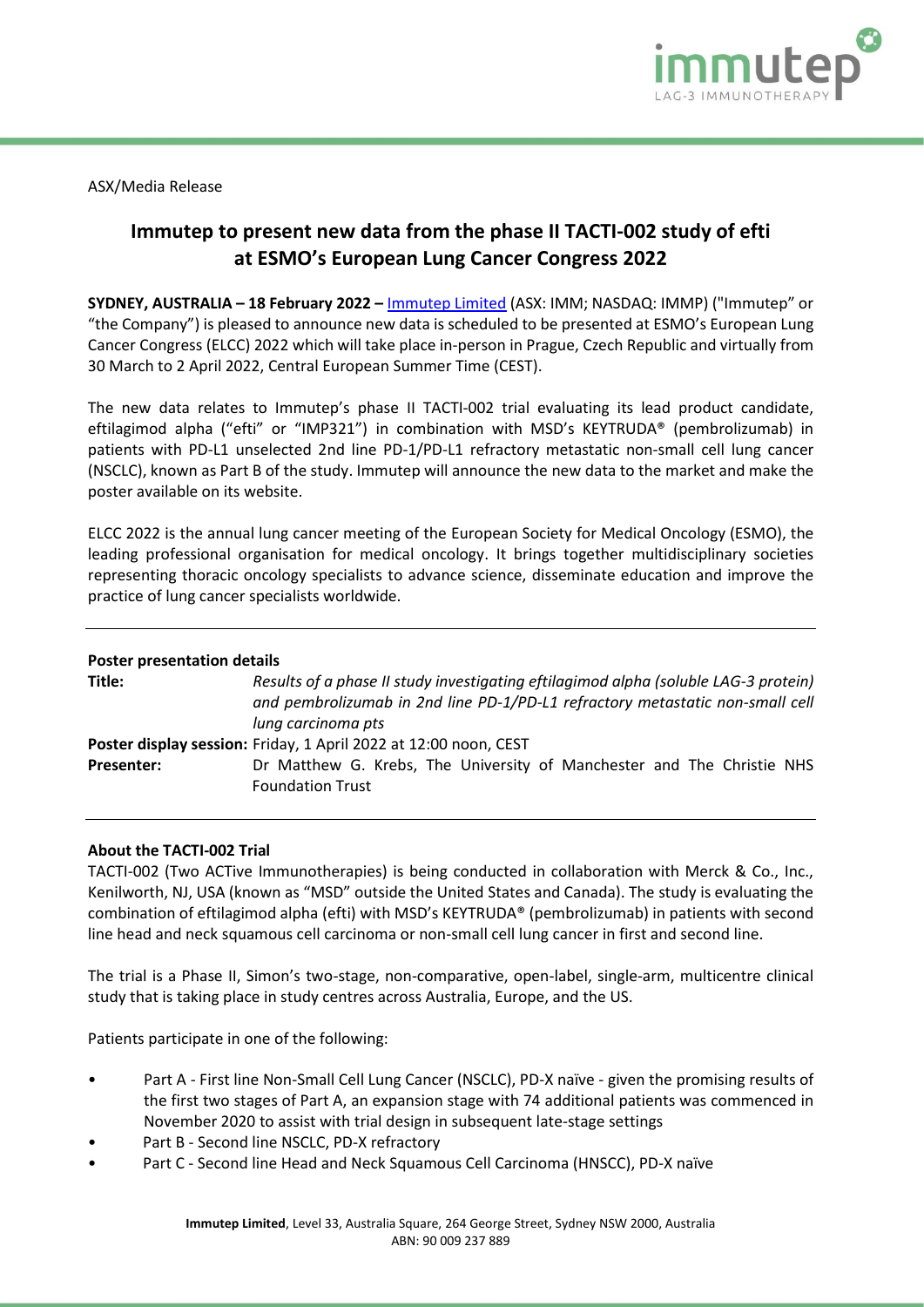ASX/Media Release

# Immutep to present new data from the phase II TACTI-002 study of efti at ESMO's European Lung Cancer Congress 2022

**SYDNEY, AUSTRALIA – 18 February 2022 –** Immutep Limited (ASX: IMM; NASDAQ: IMMP) ("Immutep" or "the Company") is pleased to announce new data is scheduled to be presented at ESMO's European Lung Cancer Congress (ELCC) 2022 which will take place in-person in Prague, Czech Republic and virtually from 30 March to 2 April 2022, Central European Summer Time (CEST).

The new data relates to Immutep's phase II TACTI-002 trial evaluating its lead product candidate, eftilagimod alpha ("efti" or "IMP321") in combination with MSD's KEYTRUDA® (pembrolizumab) in patients with PD-L1 unselected 2nd line PD-1/PD-L1 refractory metastatic non-small cell lung cancer (NSCLC), known as Part B of the study. Immutep will announce the new data to the market and make the poster available on its website.

ELCC 2022 is the annual lung cancer meeting of the European Society for Medical Oncology (ESMO), the leading professional organisation for medical oncology. It brings together multidisciplinary societies representing thoracic oncology specialists to advance science, disseminate education and improve the practice of lung cancer specialists worldwide.

---

**Poster presentation details**

**Title:** *Results of a phase II study investigating eftilagimod alpha (soluble LAG-3 protein) and pembrolizumab in 2nd line PD-1/PD-L1 refractory metastatic non-small cell lung carcinoma pts*

**Poster display session:** Friday, 1 April 2022 at 12:00 noon, CEST

**Presenter:** Dr Matthew G. Krebs, The University of Manchester and The Christie NHS Foundation Trust

---

**About the TACTI-002 Trial**

TACTI-002 (Two ACTive Immunotherapies) is being conducted in collaboration with Merck & Co., Inc., Kenilworth, NJ, USA (known as "MSD" outside the United States and Canada). The study is evaluating the combination of eftilagimod alpha (efti) with MSD's KEYTRUDA® (pembrolizumab) in patients with second line head and neck squamous cell carcinoma or non-small cell lung cancer in first and second line.

The trial is a Phase II, Simon's two-stage, non-comparative, open-label, single-arm, multicentre clinical study that is taking place in study centres across Australia, Europe, and the US.

Patients participate in one of the following:

- Part A - First line Non-Small Cell Lung Cancer (NSCLC), PD-X naïve - given the promising results of the first two stages of Part A, an expansion stage with 74 additional patients was commenced in November 2020 to assist with trial design in subsequent late-stage settings
- Part B - Second line NSCLC, PD-X refractory
- Part C - Second line Head and Neck Squamous Cell Carcinoma (HNSCC), PD-X naïve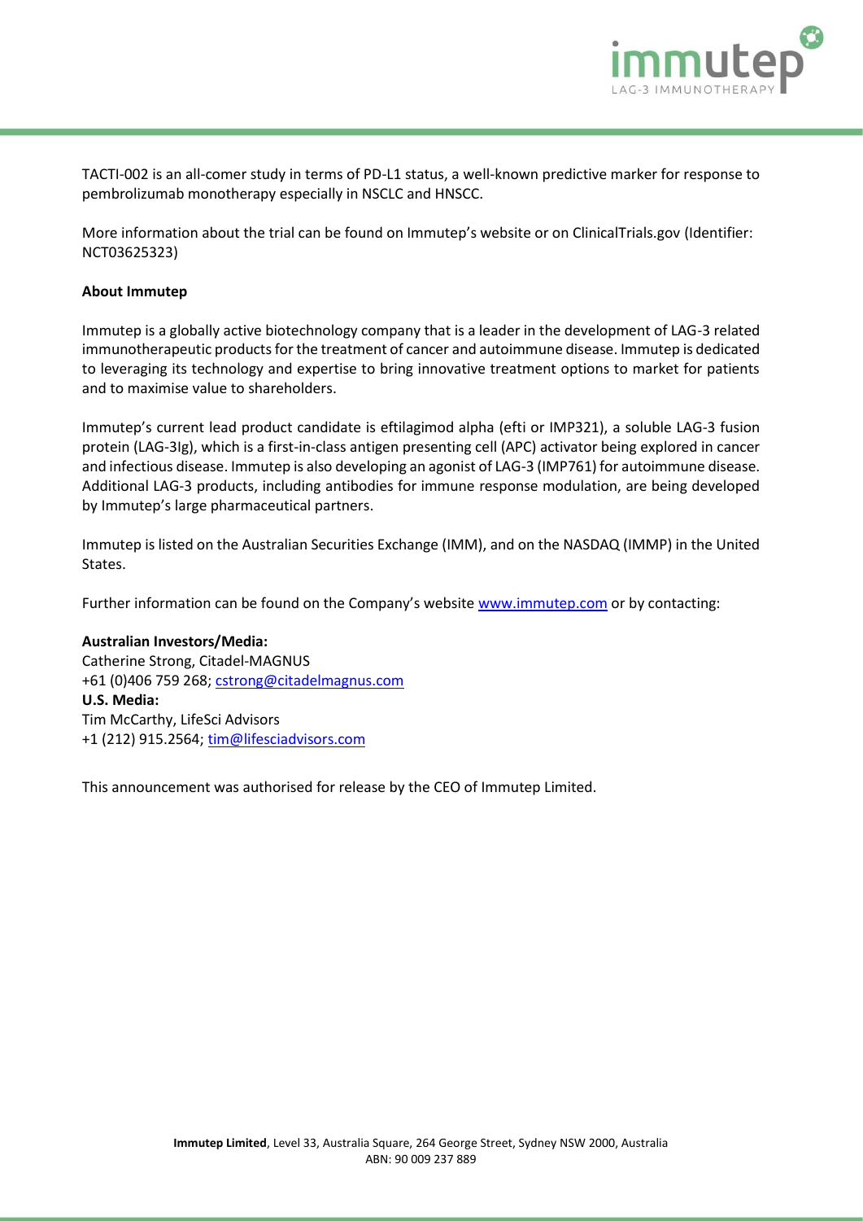TACTI-002 is an all-comer study in terms of PD-L1 status, a well-known predictive marker for response to pembrolizumab monotherapy especially in NSCLC and HNSCC.

More information about the trial can be found on Immutep's website or on ClinicalTrials.gov (Identifier: NCT03625323)

**About Immutep**

Immutep is a globally active biotechnology company that is a leader in the development of LAG-3 related immunotherapeutic products for the treatment of cancer and autoimmune disease. Immutep is dedicated to leveraging its technology and expertise to bring innovative treatment options to market for patients and to maximise value to shareholders.

Immutep's current lead product candidate is eftilagimod alpha (efti or IMP321), a soluble LAG-3 fusion protein (LAG-3Ig), which is a first-in-class antigen presenting cell (APC) activator being explored in cancer and infectious disease. Immutep is also developing an agonist of LAG-3 (IMP761) for autoimmune disease. Additional LAG-3 products, including antibodies for immune response modulation, are being developed by Immutep's large pharmaceutical partners.

Immutep is listed on the Australian Securities Exchange (IMM), and on the NASDAQ (IMMP) in the United States.

Further information can be found on the Company's website www.immutep.com or by contacting:

**Australian Investors/Media:**
Catherine Strong, Citadel-MAGNUS
+61 (0)406 759 268; cstrong@citadelmagnus.com
**U.S. Media:**
Tim McCarthy, LifeSci Advisors
+1 (212) 915.2564; tim@lifesciadvisors.com

This announcement was authorised for release by the CEO of Immutep Limited.

**Immutep Limited**, Level 33, Australia Square, 264 George Street, Sydney NSW 2000, Australia
ABN: 90 009 237 889